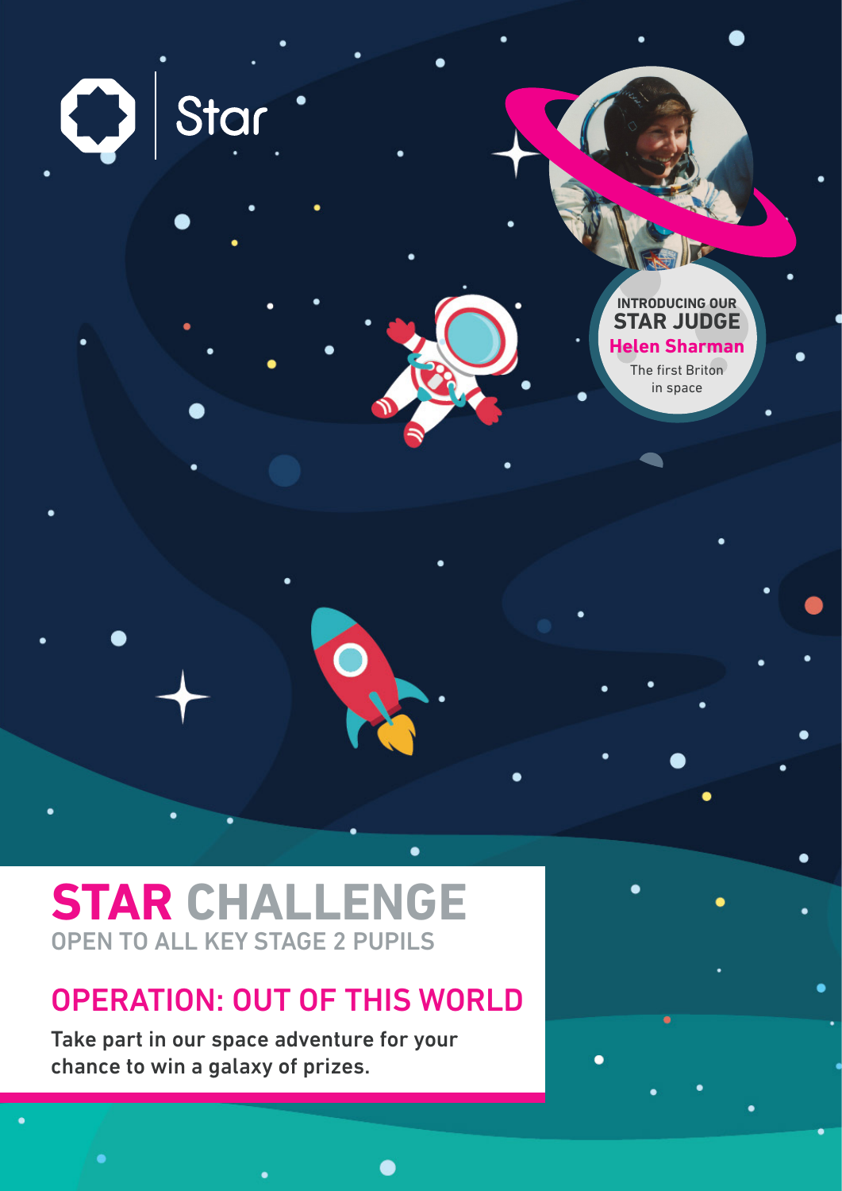Star

INTRODUCING OUR
**STAR JUDGE**
**Helen Sharman**
The first Briton in space

# STAR CHALLENGE

OPEN TO ALL KEY STAGE 2 PUPILS

## OPERATION: OUT OF THIS WORLD

Take part in our space adventure for your chance to win a galaxy of prizes.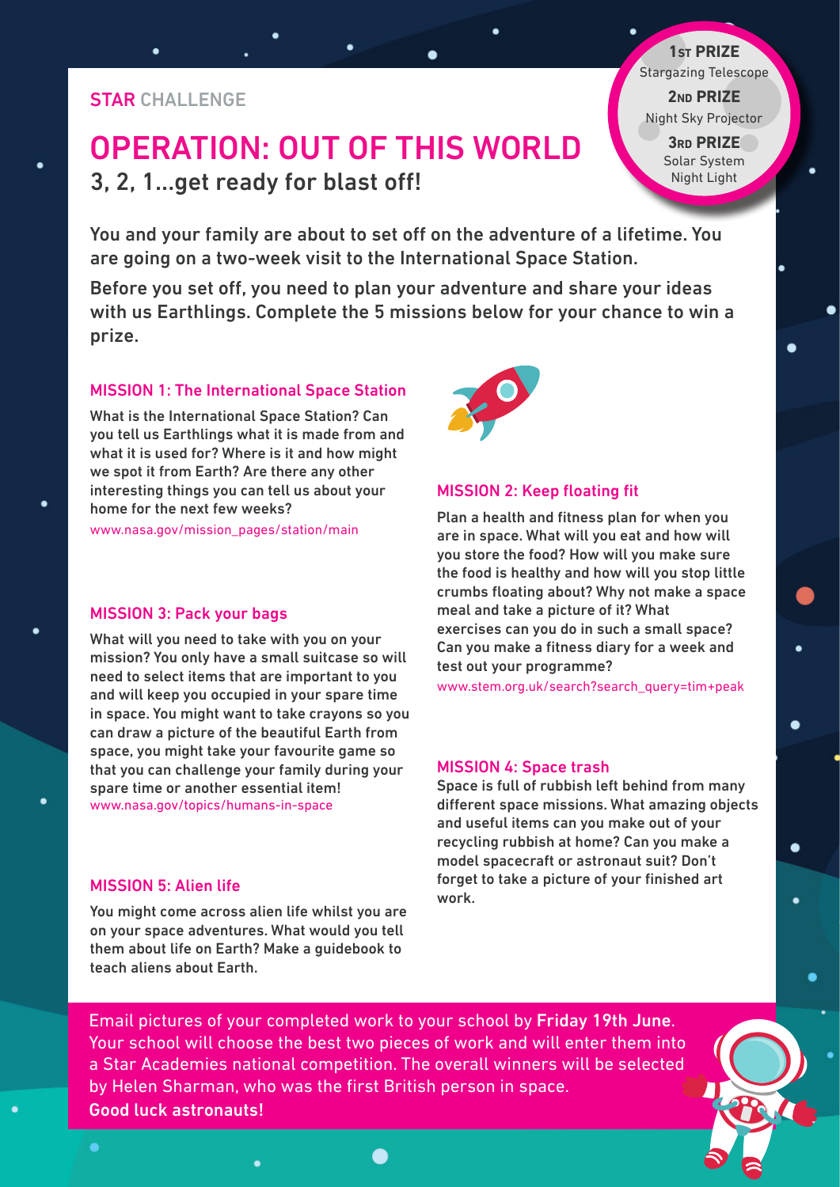STAR CHALLENGE

# OPERATION: OUT OF THIS WORLD

## 3, 2, 1...get ready for blast off!

**1st PRIZE**
Stargazing Telescope

**2nd PRIZE**
Night Sky Projector

**3rd PRIZE**
Solar System Night Light

You and your family are about to set off on the adventure of a lifetime. You are going on a two-week visit to the International Space Station.

Before you set off, you need to plan your adventure and share your ideas with us Earthlings. Complete the 5 missions below for your chance to win a prize.

### MISSION 1: The International Space Station

What is the International Space Station? Can you tell us Earthlings what it is made from and what it is used for? Where is it and how might we spot it from Earth? Are there any other interesting things you can tell us about your home for the next few weeks?

www.nasa.gov/mission_pages/station/main

### MISSION 2: Keep floating fit

Plan a health and fitness plan for when you are in space. What will you eat and how will you store the food? How will you make sure the food is healthy and how will you stop little crumbs floating about? Why not make a space meal and take a picture of it? What exercises can you do in such a small space? Can you make a fitness diary for a week and test out your programme?

www.stem.org.uk/search?search_query=tim+peak

### MISSION 3: Pack your bags

What will you need to take with you on your mission? You only have a small suitcase so will need to select items that are important to you and will keep you occupied in your spare time in space. You might want to take crayons so you can draw a picture of the beautiful Earth from space, you might take your favourite game so that you can challenge your family during your spare time or another essential item!

www.nasa.gov/topics/humans-in-space

### MISSION 4: Space trash

Space is full of rubbish left behind from many different space missions. What amazing objects and useful items can you make out of your recycling rubbish at home? Can you make a model spacecraft or astronaut suit? Don't forget to take a picture of your finished art work.

### MISSION 5: Alien life

You might come across alien life whilst you are on your space adventures. What would you tell them about life on Earth? Make a guidebook to teach aliens about Earth.

Email pictures of your completed work to your school by **Friday 19th June**. Your school will choose the best two pieces of work and will enter them into a Star Academies national competition. The overall winners will be selected by Helen Sharman, who was the first British person in space.

**Good luck astronauts!**